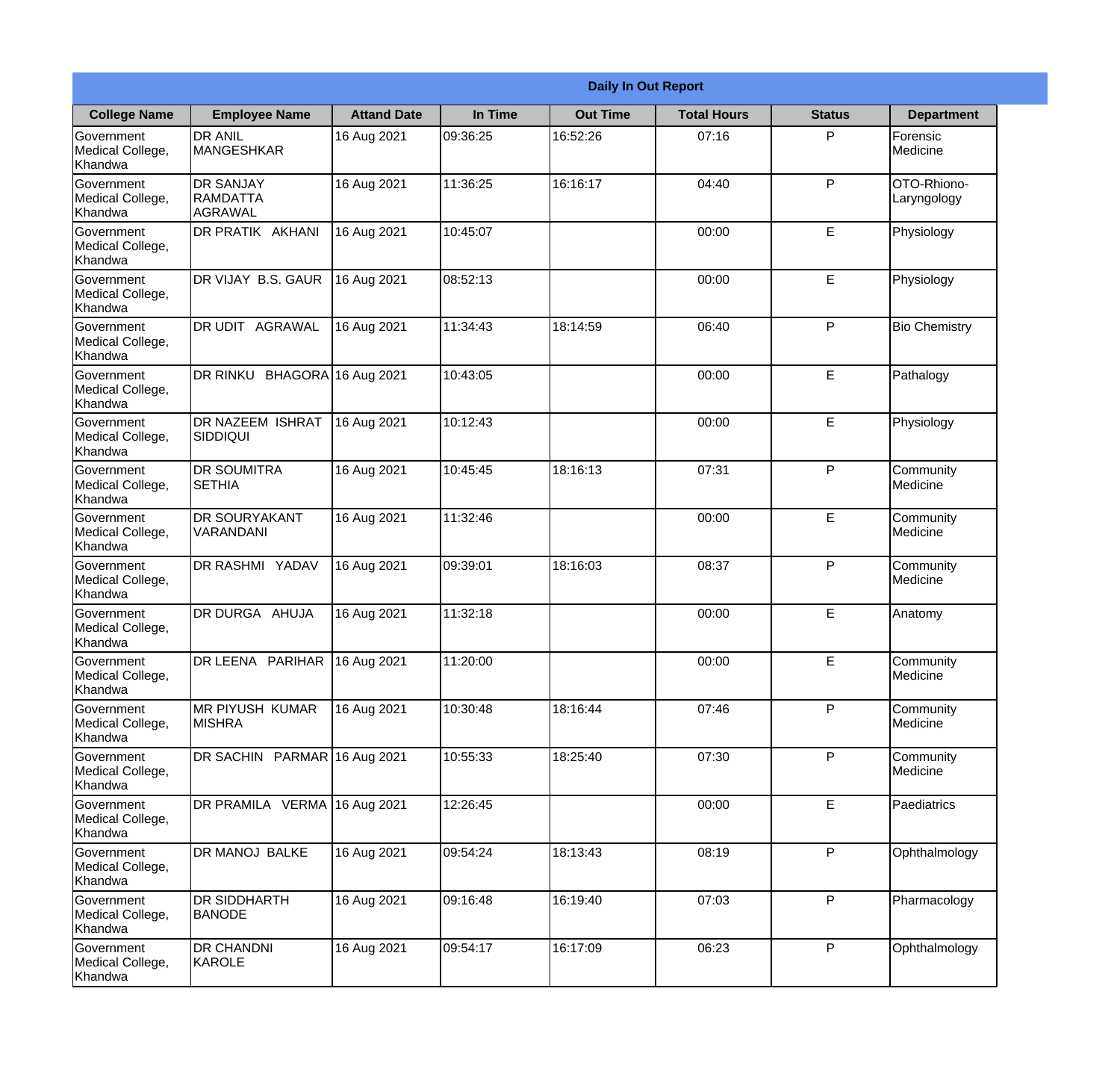**Daily In Out Report**

| College Name | Employee Name | Attand Date | In Time | Out Time | Total Hours | Status | Department |
|---|---|---|---|---|---|---|---|
| Government Medical College, Khandwa | DR ANIL MANGESHKAR | 16 Aug 2021 | 09:36:25 | 16:52:26 | 07:16 | P | Forensic Medicine |
| Government Medical College, Khandwa | DR SANJAY RAMDATTA AGRAWAL | 16 Aug 2021 | 11:36:25 | 16:16:17 | 04:40 | P | OTO-Rhiono-Laryngology |
| Government Medical College, Khandwa | DR PRATIK AKHANI | 16 Aug 2021 | 10:45:07 | | 00:00 | E | Physiology |
| Government Medical College, Khandwa | DR VIJAY B.S. GAUR | 16 Aug 2021 | 08:52:13 | | 00:00 | E | Physiology |
| Government Medical College, Khandwa | DR UDIT AGRAWAL | 16 Aug 2021 | 11:34:43 | 18:14:59 | 06:40 | P | Bio Chemistry |
| Government Medical College, Khandwa | DR RINKU BHAGORA | 16 Aug 2021 | 10:43:05 | | 00:00 | E | Pathalogy |
| Government Medical College, Khandwa | DR NAZEEM ISHRAT SIDDIQUI | 16 Aug 2021 | 10:12:43 | | 00:00 | E | Physiology |
| Government Medical College, Khandwa | DR SOUMITRA SETHIA | 16 Aug 2021 | 10:45:45 | 18:16:13 | 07:31 | P | Community Medicine |
| Government Medical College, Khandwa | DR SOURYAKANT VARANDANI | 16 Aug 2021 | 11:32:46 | | 00:00 | E | Community Medicine |
| Government Medical College, Khandwa | DR RASHMI YADAV | 16 Aug 2021 | 09:39:01 | 18:16:03 | 08:37 | P | Community Medicine |
| Government Medical College, Khandwa | DR DURGA AHUJA | 16 Aug 2021 | 11:32:18 | | 00:00 | E | Anatomy |
| Government Medical College, Khandwa | DR LEENA PARIHAR | 16 Aug 2021 | 11:20:00 | | 00:00 | E | Community Medicine |
| Government Medical College, Khandwa | MR PIYUSH KUMAR MISHRA | 16 Aug 2021 | 10:30:48 | 18:16:44 | 07:46 | P | Community Medicine |
| Government Medical College, Khandwa | DR SACHIN PARMAR | 16 Aug 2021 | 10:55:33 | 18:25:40 | 07:30 | P | Community Medicine |
| Government Medical College, Khandwa | DR PRAMILA VERMA | 16 Aug 2021 | 12:26:45 | | 00:00 | E | Paediatrics |
| Government Medical College, Khandwa | DR MANOJ BALKE | 16 Aug 2021 | 09:54:24 | 18:13:43 | 08:19 | P | Ophthalmology |
| Government Medical College, Khandwa | DR SIDDHARTH BANODE | 16 Aug 2021 | 09:16:48 | 16:19:40 | 07:03 | P | Pharmacology |
| Government Medical College, Khandwa | DR CHANDNI KAROLE | 16 Aug 2021 | 09:54:17 | 16:17:09 | 06:23 | P | Ophthalmology |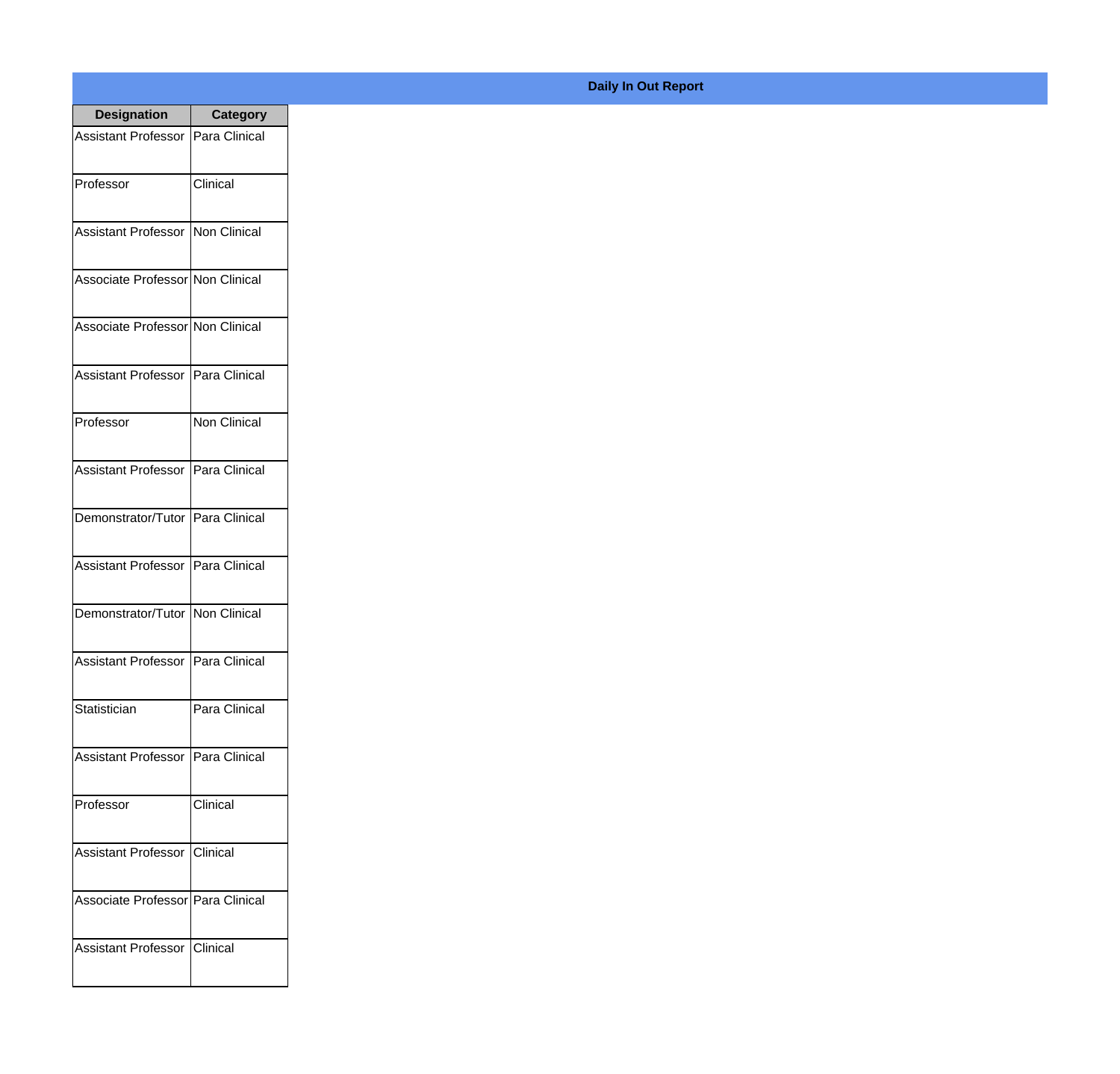**Daily In Out Report**

| Designation | Category |
|---|---|
| Assistant Professor | Para Clinical |
| Professor | Clinical |
| Assistant Professor | Non Clinical |
| Associate Professor | Non Clinical |
| Associate Professor | Non Clinical |
| Assistant Professor | Para Clinical |
| Professor | Non Clinical |
| Assistant Professor | Para Clinical |
| Demonstrator/Tutor | Para Clinical |
| Assistant Professor | Para Clinical |
| Demonstrator/Tutor | Non Clinical |
| Assistant Professor | Para Clinical |
| Statistician | Para Clinical |
| Assistant Professor | Para Clinical |
| Professor | Clinical |
| Assistant Professor | Clinical |
| Associate Professor | Para Clinical |
| Assistant Professor | Clinical |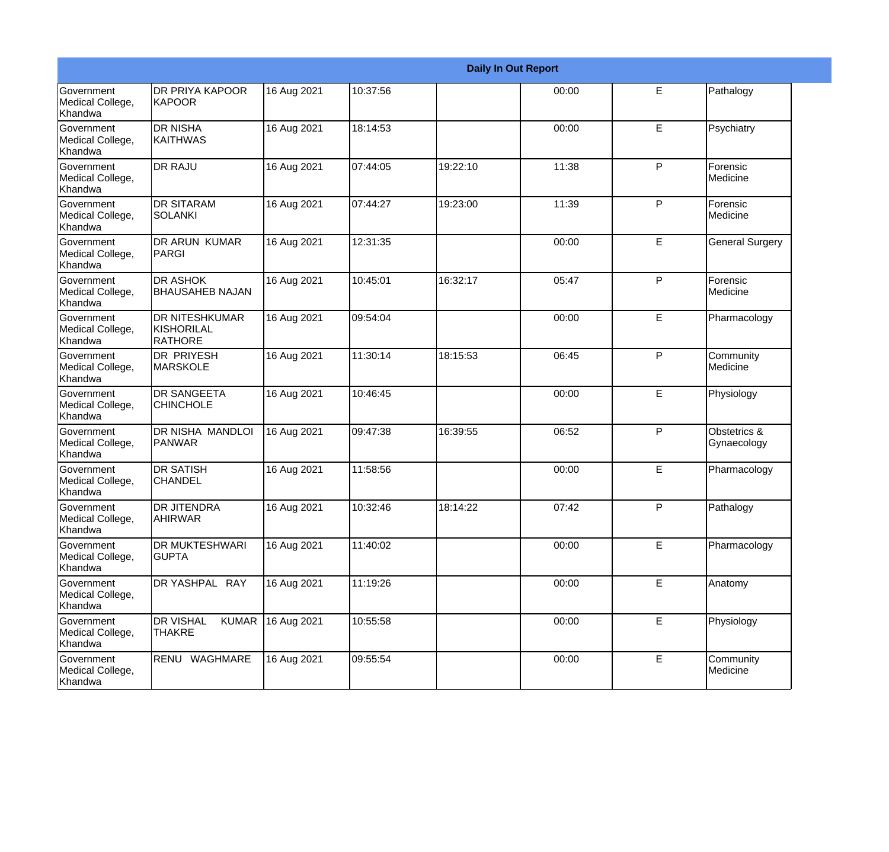| Daily In Out Report | | | | | | | |
|---|---|---|---|---|---|---|---|
| Government Medical College, Khandwa | DR PRIYA KAPOOR KAPOOR | 16 Aug 2021 | 10:37:56 | | 00:00 | E | Pathalogy |
| Government Medical College, Khandwa | DR NISHA KAITHWAS | 16 Aug 2021 | 18:14:53 | | 00:00 | E | Psychiatry |
| Government Medical College, Khandwa | DR RAJU | 16 Aug 2021 | 07:44:05 | 19:22:10 | 11:38 | P | Forensic Medicine |
| Government Medical College, Khandwa | DR SITARAM SOLANKI | 16 Aug 2021 | 07:44:27 | 19:23:00 | 11:39 | P | Forensic Medicine |
| Government Medical College, Khandwa | DR ARUN KUMAR PARGI | 16 Aug 2021 | 12:31:35 | | 00:00 | E | General Surgery |
| Government Medical College, Khandwa | DR ASHOK BHAUSAHEB NAJAN | 16 Aug 2021 | 10:45:01 | 16:32:17 | 05:47 | P | Forensic Medicine |
| Government Medical College, Khandwa | DR NITESHKUMAR KISHORILAL RATHORE | 16 Aug 2021 | 09:54:04 | | 00:00 | E | Pharmacology |
| Government Medical College, Khandwa | DR PRIYESH MARSKOLE | 16 Aug 2021 | 11:30:14 | 18:15:53 | 06:45 | P | Community Medicine |
| Government Medical College, Khandwa | DR SANGEETA CHINCHOLE | 16 Aug 2021 | 10:46:45 | | 00:00 | E | Physiology |
| Government Medical College, Khandwa | DR NISHA MANDLOI PANWAR | 16 Aug 2021 | 09:47:38 | 16:39:55 | 06:52 | P | Obstetrics & Gynaecology |
| Government Medical College, Khandwa | DR SATISH CHANDEL | 16 Aug 2021 | 11:58:56 | | 00:00 | E | Pharmacology |
| Government Medical College, Khandwa | DR JITENDRA AHIRWAR | 16 Aug 2021 | 10:32:46 | 18:14:22 | 07:42 | P | Pathalogy |
| Government Medical College, Khandwa | DR MUKTESHWARI GUPTA | 16 Aug 2021 | 11:40:02 | | 00:00 | E | Pharmacology |
| Government Medical College, Khandwa | DR YASHPAL RAY | 16 Aug 2021 | 11:19:26 | | 00:00 | E | Anatomy |
| Government Medical College, Khandwa | DR VISHAL KUMAR THAKRE | 16 Aug 2021 | 10:55:58 | | 00:00 | E | Physiology |
| Government Medical College, Khandwa | RENU WAGHMARE | 16 Aug 2021 | 09:55:54 | | 00:00 | E | Community Medicine |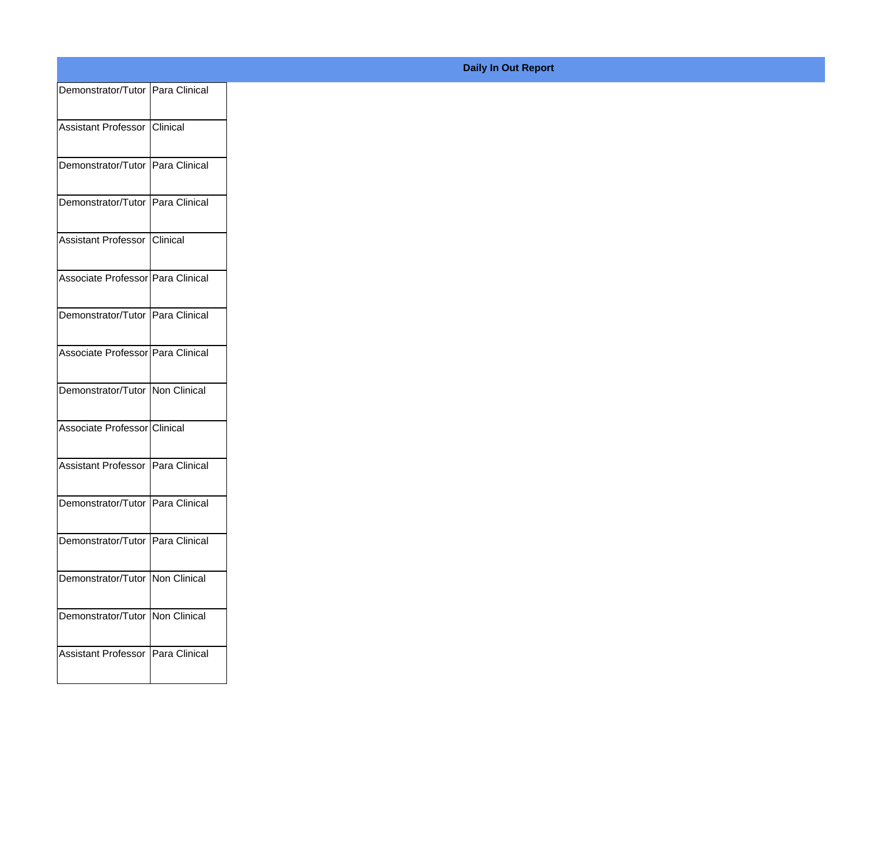**Daily In Out Report**

| | |
|---|---|
| Demonstrator/Tutor | Para Clinical |
| Assistant Professor | Clinical |
| Demonstrator/Tutor | Para Clinical |
| Demonstrator/Tutor | Para Clinical |
| Assistant Professor | Clinical |
| Associate Professor | Para Clinical |
| Demonstrator/Tutor | Para Clinical |
| Associate Professor | Para Clinical |
| Demonstrator/Tutor | Non Clinical |
| Associate Professor | Clinical |
| Assistant Professor | Para Clinical |
| Demonstrator/Tutor | Para Clinical |
| Demonstrator/Tutor | Para Clinical |
| Demonstrator/Tutor | Non Clinical |
| Demonstrator/Tutor | Non Clinical |
| Assistant Professor | Para Clinical |